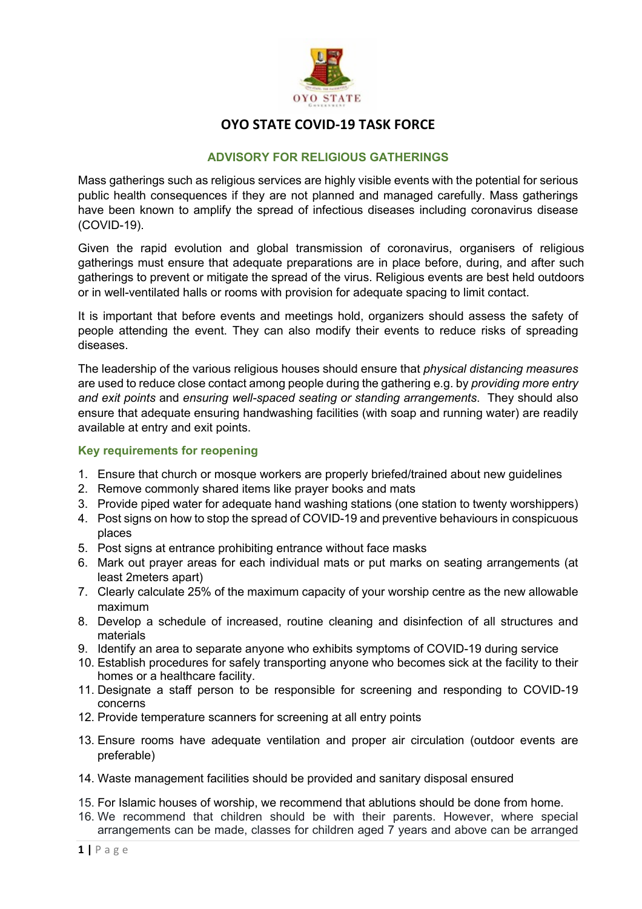# OYO STATE COVID-19 TASK FORCE

## ADVISORY FOR RELIGIOUS GATHERINGS

Mass gatherings such as religious services are highly visible events with the potential for serious public health consequences if they are not planned and managed carefully. Mass gatherings have been known to amplify the spread of infectious diseases including coronavirus disease (COVID-19).

Given the rapid evolution and global transmission of coronavirus, organisers of religious gatherings must ensure that adequate preparations are in place before, during, and after such gatherings to prevent or mitigate the spread of the virus. Religious events are best held outdoors or in well-ventilated halls or rooms with provision for adequate spacing to limit contact.

It is important that before events and meetings hold, organizers should assess the safety of people attending the event. They can also modify their events to reduce risks of spreading diseases.

The leadership of the various religious houses should ensure that *physical distancing measures* are used to reduce close contact among people during the gathering e.g. by *providing more entry and exit points* and *ensuring well-spaced seating or standing arrangements*. They should also ensure that adequate ensuring handwashing facilities (with soap and running water) are readily available at entry and exit points.

### Key requirements for reopening

1. Ensure that church or mosque workers are properly briefed/trained about new guidelines
2. Remove commonly shared items like prayer books and mats
3. Provide piped water for adequate hand washing stations (one station to twenty worshippers)
4. Post signs on how to stop the spread of COVID-19 and preventive behaviours in conspicuous places
5. Post signs at entrance prohibiting entrance without face masks
6. Mark out prayer areas for each individual mats or put marks on seating arrangements (at least 2meters apart)
7. Clearly calculate 25% of the maximum capacity of your worship centre as the new allowable maximum
8. Develop a schedule of increased, routine cleaning and disinfection of all structures and materials
9. Identify an area to separate anyone who exhibits symptoms of COVID-19 during service
10. Establish procedures for safely transporting anyone who becomes sick at the facility to their homes or a healthcare facility.
11. Designate a staff person to be responsible for screening and responding to COVID-19 concerns
12. Provide temperature scanners for screening at all entry points
13. Ensure rooms have adequate ventilation and proper air circulation (outdoor events are preferable)
14. Waste management facilities should be provided and sanitary disposal ensured
15. For Islamic houses of worship, we recommend that ablutions should be done from home.
16. We recommend that children should be with their parents. However, where special arrangements can be made, classes for children aged 7 years and above can be arranged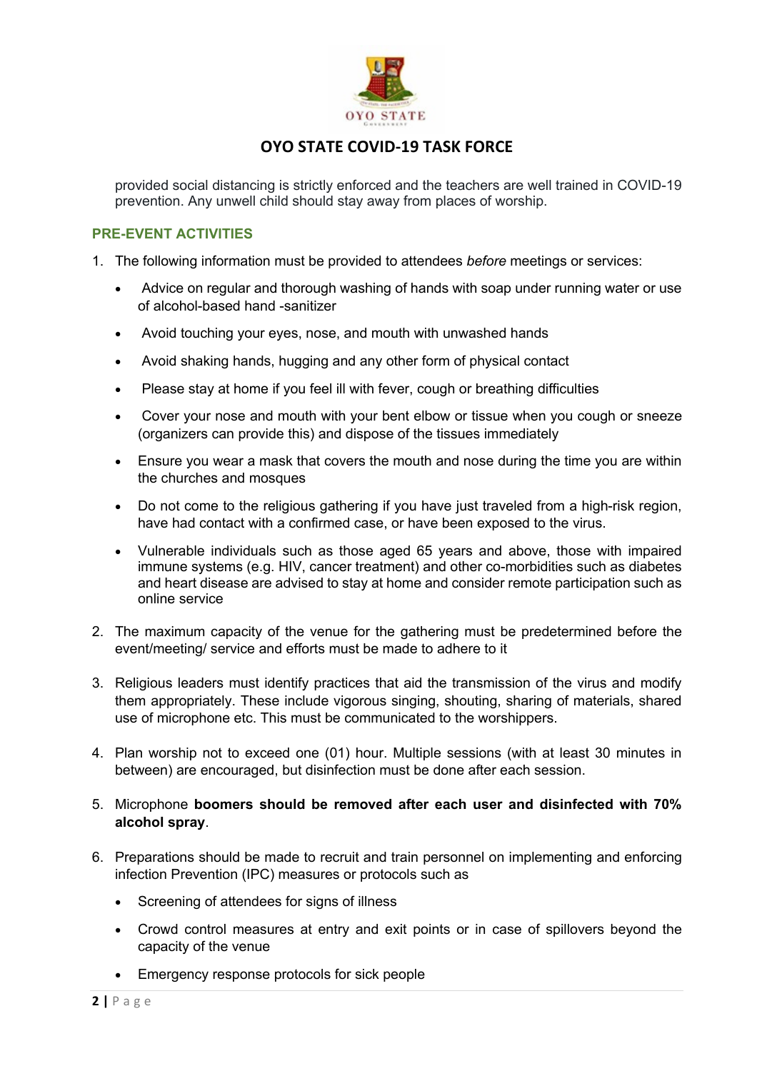provided social distancing is strictly enforced and the teachers are well trained in COVID-19 prevention. Any unwell child should stay away from places of worship.

## PRE-EVENT ACTIVITIES

1. The following information must be provided to attendees *before* meetings or services:
   - Advice on regular and thorough washing of hands with soap under running water or use of alcohol-based hand -sanitizer
   - Avoid touching your eyes, nose, and mouth with unwashed hands
   - Avoid shaking hands, hugging and any other form of physical contact
   - Please stay at home if you feel ill with fever, cough or breathing difficulties
   - Cover your nose and mouth with your bent elbow or tissue when you cough or sneeze (organizers can provide this) and dispose of the tissues immediately
   - Ensure you wear a mask that covers the mouth and nose during the time you are within the churches and mosques
   - Do not come to the religious gathering if you have just traveled from a high-risk region, have had contact with a confirmed case, or have been exposed to the virus.
   - Vulnerable individuals such as those aged 65 years and above, those with impaired immune systems (e.g. HIV, cancer treatment) and other co-morbidities such as diabetes and heart disease are advised to stay at home and consider remote participation such as online service
2. The maximum capacity of the venue for the gathering must be predetermined before the event/meeting/ service and efforts must be made to adhere to it
3. Religious leaders must identify practices that aid the transmission of the virus and modify them appropriately. These include vigorous singing, shouting, sharing of materials, shared use of microphone etc. This must be communicated to the worshippers.
4. Plan worship not to exceed one (01) hour. Multiple sessions (with at least 30 minutes in between) are encouraged, but disinfection must be done after each session.
5. Microphone **boomers should be removed after each user and disinfected with 70% alcohol spray**.
6. Preparations should be made to recruit and train personnel on implementing and enforcing infection Prevention (IPC) measures or protocols such as
   - Screening of attendees for signs of illness
   - Crowd control measures at entry and exit points or in case of spillovers beyond the capacity of the venue
   - Emergency response protocols for sick people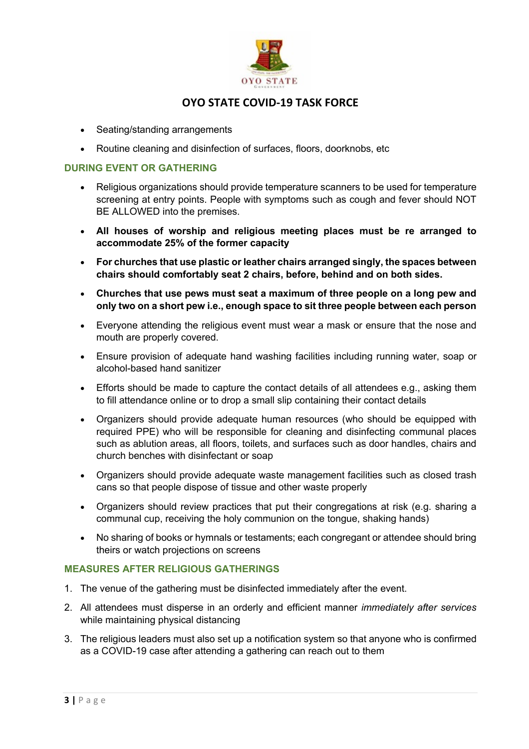- Seating/standing arrangements
- Routine cleaning and disinfection of surfaces, floors, doorknobs, etc

## DURING EVENT OR GATHERING

- Religious organizations should provide temperature scanners to be used for temperature screening at entry points. People with symptoms such as cough and fever should NOT BE ALLOWED into the premises.
- **All houses of worship and religious meeting places must be re arranged to accommodate 25% of the former capacity**
- **For churches that use plastic or leather chairs arranged singly, the spaces between chairs should comfortably seat 2 chairs, before, behind and on both sides.**
- **Churches that use pews must seat a maximum of three people on a long pew and only two on a short pew i.e., enough space to sit three people between each person**
- Everyone attending the religious event must wear a mask or ensure that the nose and mouth are properly covered.
- Ensure provision of adequate hand washing facilities including running water, soap or alcohol-based hand sanitizer
- Efforts should be made to capture the contact details of all attendees e.g., asking them to fill attendance online or to drop a small slip containing their contact details
- Organizers should provide adequate human resources (who should be equipped with required PPE) who will be responsible for cleaning and disinfecting communal places such as ablution areas, all floors, toilets, and surfaces such as door handles, chairs and church benches with disinfectant or soap
- Organizers should provide adequate waste management facilities such as closed trash cans so that people dispose of tissue and other waste properly
- Organizers should review practices that put their congregations at risk (e.g. sharing a communal cup, receiving the holy communion on the tongue, shaking hands)
- No sharing of books or hymnals or testaments; each congregant or attendee should bring theirs or watch projections on screens

## MEASURES AFTER RELIGIOUS GATHERINGS

1. The venue of the gathering must be disinfected immediately after the event.
2. All attendees must disperse in an orderly and efficient manner *immediately after services* while maintaining physical distancing
3. The religious leaders must also set up a notification system so that anyone who is confirmed as a COVID-19 case after attending a gathering can reach out to them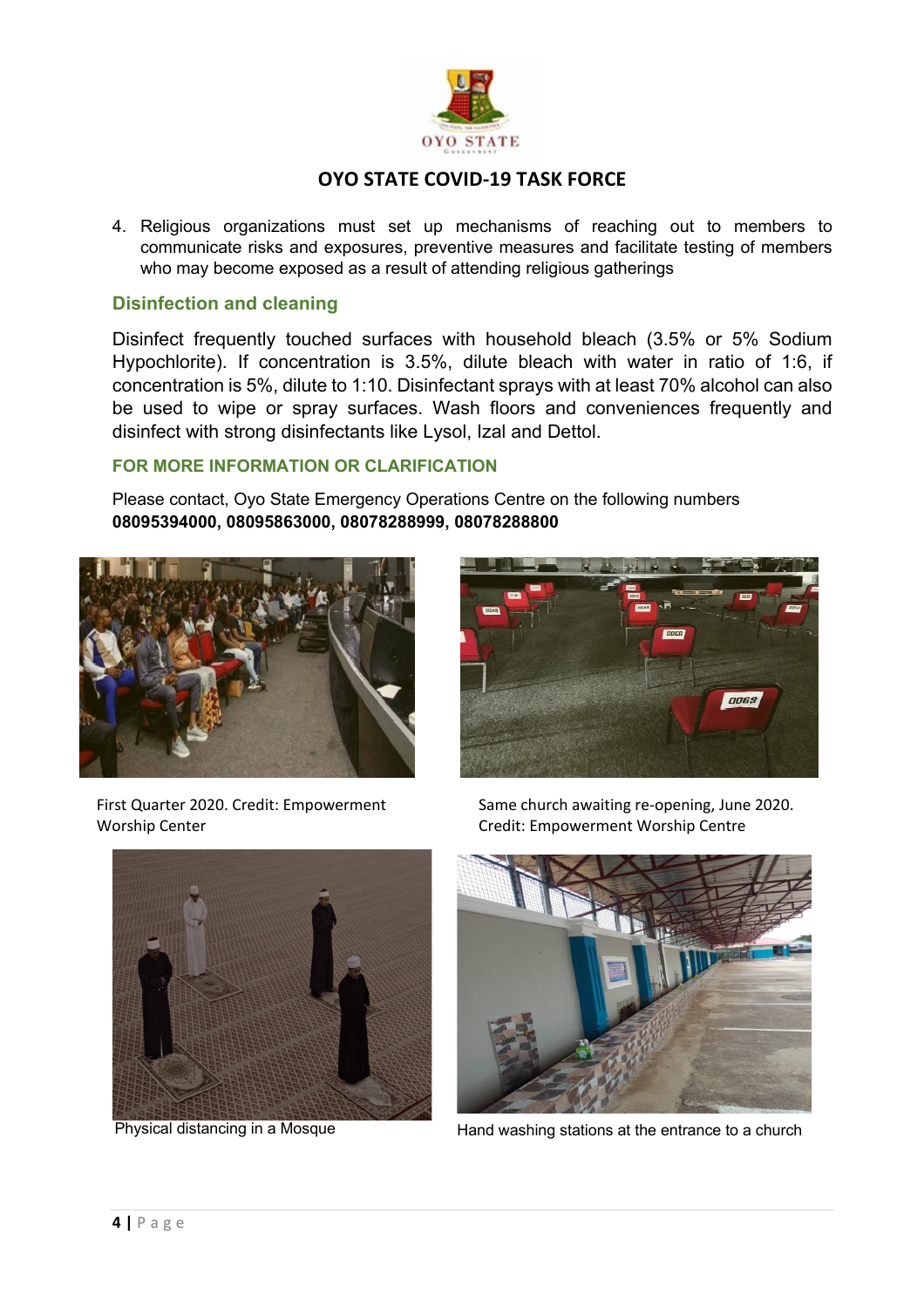4. Religious organizations must set up mechanisms of reaching out to members to communicate risks and exposures, preventive measures and facilitate testing of members who may become exposed as a result of attending religious gatherings

### Disinfection and cleaning

Disinfect frequently touched surfaces with household bleach (3.5% or 5% Sodium Hypochlorite). If concentration is 3.5%, dilute bleach with water in ratio of 1:6, if concentration is 5%, dilute to 1:10. Disinfectant sprays with at least 70% alcohol can also be used to wipe or spray surfaces. Wash floors and conveniences frequently and disinfect with strong disinfectants like Lysol, Izal and Dettol.

### FOR MORE INFORMATION OR CLARIFICATION

Please contact, Oyo State Emergency Operations Centre on the following numbers
**08095394000, 08095863000, 08078288999, 08078288800**

First Quarter 2020. Credit: Empowerment Worship Center

Same church awaiting re-opening, June 2020. Credit: Empowerment Worship Centre

Physical distancing in a Mosque

Hand washing stations at the entrance to a church